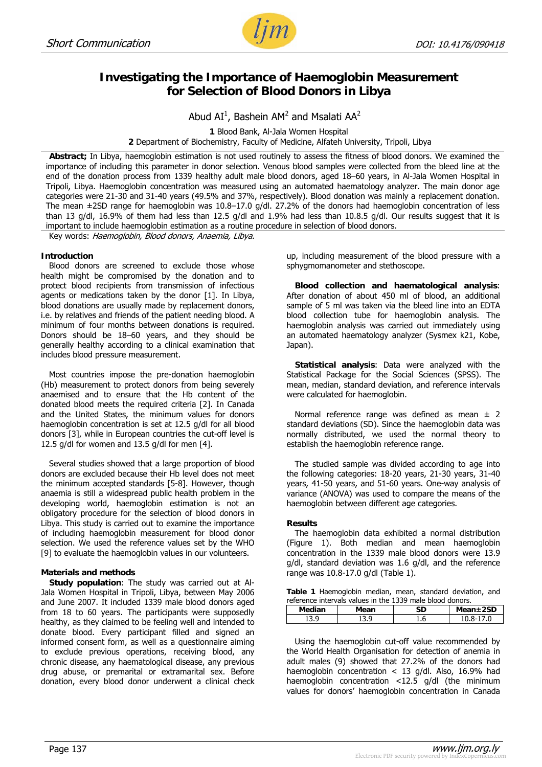Short Communication

DOI: 10.4176/090418

# Investigating the Importance of Haemoglobin Measurement for Selection of Blood Donors in Libya

Abud AI[1], Bashein AM[2] and Msalati AA[2]

**1** Blood Bank, Al-Jala Women Hospital
**2** Department of Biochemistry, Faculty of Medicine, Alfateh University, Tripoli, Libya

**Abstract;** In Libya, haemoglobin estimation is not used routinely to assess the fitness of blood donors. We examined the importance of including this parameter in donor selection. Venous blood samples were collected from the bleed line at the end of the donation process from 1339 healthy adult male blood donors, aged 18–60 years, in Al-Jala Women Hospital in Tripoli, Libya. Haemoglobin concentration was measured using an automated haematology analyzer. The main donor age categories were 21-30 and 31-40 years (49.5% and 37%, respectively). Blood donation was mainly a replacement donation. The mean ±2SD range for haemoglobin was 10.8–17.0 g/dl. 27.2% of the donors had haemoglobin concentration of less than 13 g/dl, 16.9% of them had less than 12.5 g/dl and 1.9% had less than 10.8.5 g/dl. Our results suggest that it is important to include haemoglobin estimation as a routine procedure in selection of blood donors.

Key words: *Haemoglobin, Blood donors, Anaemia, Libya.*

**Introduction**

Blood donors are screened to exclude those whose health might be compromised by the donation and to protect blood recipients from transmission of infectious agents or medications taken by the donor [1]. In Libya, blood donations are usually made by replacement donors, i.e. by relatives and friends of the patient needing blood. A minimum of four months between donations is required. Donors should be 18–60 years, and they should be generally healthy according to a clinical examination that includes blood pressure measurement.

Most countries impose the pre-donation haemoglobin (Hb) measurement to protect donors from being severely anaemised and to ensure that the Hb content of the donated blood meets the required criteria [2]. In Canada and the United States, the minimum values for donors haemoglobin concentration is set at 12.5 g/dl for all blood donors [3], while in European countries the cut-off level is 12.5 g/dl for women and 13.5 g/dl for men [4].

Several studies showed that a large proportion of blood donors are excluded because their Hb level does not meet the minimum accepted standards [5-8]. However, though anaemia is still a widespread public health problem in the developing world, haemoglobin estimation is not an obligatory procedure for the selection of blood donors in Libya. This study is carried out to examine the importance of including haemoglobin measurement for blood donor selection. We used the reference values set by the WHO [9] to evaluate the haemoglobin values in our volunteers.

**Materials and methods**

**Study population**: The study was carried out at Al-Jala Women Hospital in Tripoli, Libya, between May 2006 and June 2007. It included 1339 male blood donors aged from 18 to 60 years. The participants were supposedly healthy, as they claimed to be feeling well and intended to donate blood. Every participant filled and signed an informed consent form, as well as a questionnaire aiming to exclude previous operations, receiving blood, any chronic disease, any haematological disease, any previous drug abuse, or premarital or extramarital sex. Before donation, every blood donor underwent a clinical check up, including measurement of the blood pressure with a sphygmomanometer and stethoscope.

**Blood collection and haematological analysis**: After donation of about 450 ml of blood, an additional sample of 5 ml was taken via the bleed line into an EDTA blood collection tube for haemoglobin analysis. The haemoglobin analysis was carried out immediately using an automated haematology analyzer (Sysmex k21, Kobe, Japan).

**Statistical analysis**: Data were analyzed with the Statistical Package for the Social Sciences (SPSS). The mean, median, standard deviation, and reference intervals were calculated for haemoglobin.

Normal reference range was defined as mean ± 2 standard deviations (SD). Since the haemoglobin data was normally distributed, we used the normal theory to establish the haemoglobin reference range.

The studied sample was divided according to age into the following categories: 18-20 years, 21-30 years, 31-40 years, 41-50 years, and 51-60 years. One-way analysis of variance (ANOVA) was used to compare the means of the haemoglobin between different age categories.

**Results**

The haemoglobin data exhibited a normal distribution (Figure 1). Both median and mean haemoglobin concentration in the 1339 male blood donors were 13.9 g/dl, standard deviation was 1.6 g/dl, and the reference range was 10.8-17.0 g/dl (Table 1).

**Table 1** Haemoglobin median, mean, standard deviation, and reference intervals values in the 1339 male blood donors.

| Median | Mean | SD | Mean±2SD |
|---|---|---|---|
| 13.9 | 13.9 | 1.6 | 10.8-17.0 |

Using the haemoglobin cut-off value recommended by the World Health Organisation for detection of anemia in adult males (9) showed that 27.2% of the donors had haemoglobin concentration < 13 g/dl. Also, 16.9% had haemoglobin concentration <12.5 g/dl (the minimum values for donors' haemoglobin concentration in Canada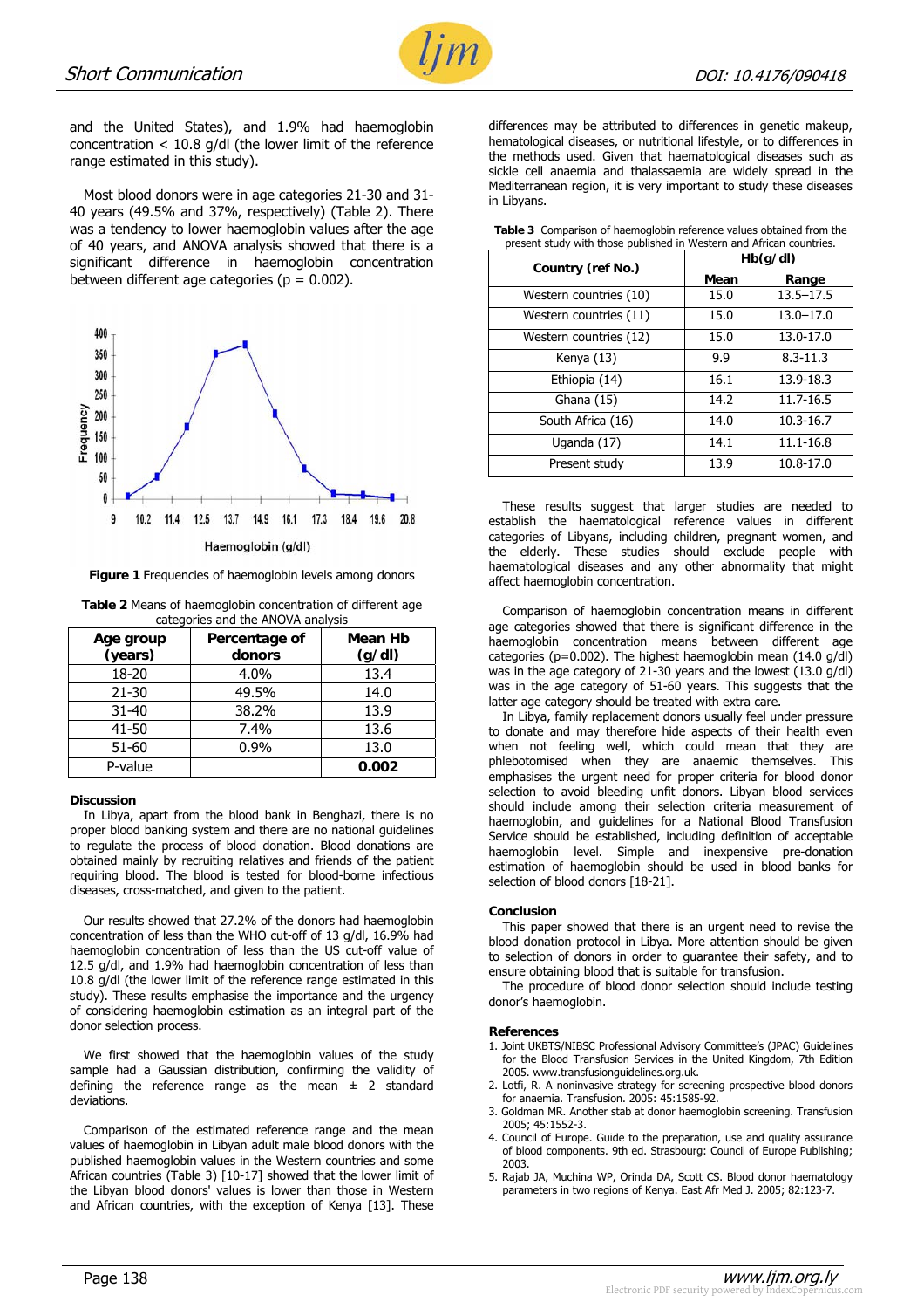and the United States), and 1.9% had haemoglobin concentration < 10.8 g/dl (the lower limit of the reference range estimated in this study).

Most blood donors were in age categories 21-30 and 31-40 years (49.5% and 37%, respectively) (Table 2). There was a tendency to lower haemoglobin values after the age of 40 years, and ANOVA analysis showed that there is a significant difference in haemoglobin concentration between different age categories (p = 0.002).

400
350
300
250
200
150
100
50
0
Frequency
9
10.2
11.4
12.5
13.7
14.9
16.1
17.3
18.4
19.6
20.8
Haemoglobin (g/dl)

**Figure 1** Frequencies of haemoglobin levels among donors

**Table 2** Means of haemoglobin concentration of different age categories and the ANOVA analysis

| Age group (years) | Percentage of donors | Mean Hb (g/dl) |
|---|---|---|
| 18-20 | 4.0% | 13.4 |
| 21-30 | 49.5% | 14.0 |
| 31-40 | 38.2% | 13.9 |
| 41-50 | 7.4% | 13.6 |
| 51-60 | 0.9% | 13.0 |
| P-value | | **0.002** |

## Discussion

In Libya, apart from the blood bank in Benghazi, there is no proper blood banking system and there are no national guidelines to regulate the process of blood donation. Blood donations are obtained mainly by recruiting relatives and friends of the patient requiring blood. The blood is tested for blood-borne infectious diseases, cross-matched, and given to the patient.

Our results showed that 27.2% of the donors had haemoglobin concentration of less than the WHO cut-off of 13 g/dl, 16.9% had haemoglobin concentration of less than the US cut-off value of 12.5 g/dl, and 1.9% had haemoglobin concentration of less than 10.8 g/dl (the lower limit of the reference range estimated in this study). These results emphasise the importance and the urgency of considering haemoglobin estimation as an integral part of the donor selection process.

We first showed that the haemoglobin values of the study sample had a Gaussian distribution, confirming the validity of defining the reference range as the mean ± 2 standard deviations.

Comparison of the estimated reference range and the mean values of haemoglobin in Libyan adult male blood donors with the published haemoglobin values in the Western countries and some African countries (Table 3) [10-17] showed that the lower limit of the Libyan blood donors' values is lower than those in Western and African countries, with the exception of Kenya [13]. These differences may be attributed to differences in genetic makeup, hematological diseases, or nutritional lifestyle, or to differences in the methods used. Given that haematological diseases such as sickle cell anaemia and thalassaemia are widely spread in the Mediterranean region, it is very important to study these diseases in Libyans.

**Table 3** Comparison of haemoglobin reference values obtained from the present study with those published in Western and African countries.

| Country (ref No.) | Hb(g/dl) | |
|---|---|---|
| | **Mean** | **Range** |
| Western countries (10) | 15.0 | 13.5–17.5 |
| Western countries (11) | 15.0 | 13.0–17.0 |
| Western countries (12) | 15.0 | 13.0-17.0 |
| Kenya (13) | 9.9 | 8.3-11.3 |
| Ethiopia (14) | 16.1 | 13.9-18.3 |
| Ghana (15) | 14.2 | 11.7-16.5 |
| South Africa (16) | 14.0 | 10.3-16.7 |
| Uganda (17) | 14.1 | 11.1-16.8 |
| Present study | 13.9 | 10.8-17.0 |

These results suggest that larger studies are needed to establish the haematological reference values in different categories of Libyans, including children, pregnant women, and the elderly. These studies should exclude people with haematological diseases and any other abnormality that might affect haemoglobin concentration.

Comparison of haemoglobin concentration means in different age categories showed that there is significant difference in the haemoglobin concentration means between different age categories (p=0.002). The highest haemoglobin mean (14.0 g/dl) was in the age category of 21-30 years and the lowest (13.0 g/dl) was in the age category of 51-60 years. This suggests that the latter age category should be treated with extra care.

In Libya, family replacement donors usually feel under pressure to donate and may therefore hide aspects of their health even when not feeling well, which could mean that they are phlebotomised when they are anaemic themselves. This emphasises the urgent need for proper criteria for blood donor selection to avoid bleeding unfit donors. Libyan blood services should include among their selection criteria measurement of haemoglobin, and guidelines for a National Blood Transfusion Service should be established, including definition of acceptable haemoglobin level. Simple and inexpensive pre-donation estimation of haemoglobin should be used in blood banks for selection of blood donors [18-21].

## Conclusion

This paper showed that there is an urgent need to revise the blood donation protocol in Libya. More attention should be given to selection of donors in order to guarantee their safety, and to ensure obtaining blood that is suitable for transfusion.

The procedure of blood donor selection should include testing donor's haemoglobin.

## References

1. Joint UKBTS/NIBSC Professional Advisory Committee's (JPAC) Guidelines for the Blood Transfusion Services in the United Kingdom, 7th Edition 2005. www.transfusionguidelines.org.uk.
2. Lotfi, R. A noninvasive strategy for screening prospective blood donors for anaemia. Transfusion. 2005: 45:1585-92.
3. Goldman MR. Another stab at donor haemoglobin screening. Transfusion 2005; 45:1552-3.
4. Council of Europe. Guide to the preparation, use and quality assurance of blood components. 9th ed. Strasbourg: Council of Europe Publishing; 2003.
5. Rajab JA, Muchina WP, Orinda DA, Scott CS. Blood donor haematology parameters in two regions of Kenya. East Afr Med J. 2005; 82:123-7.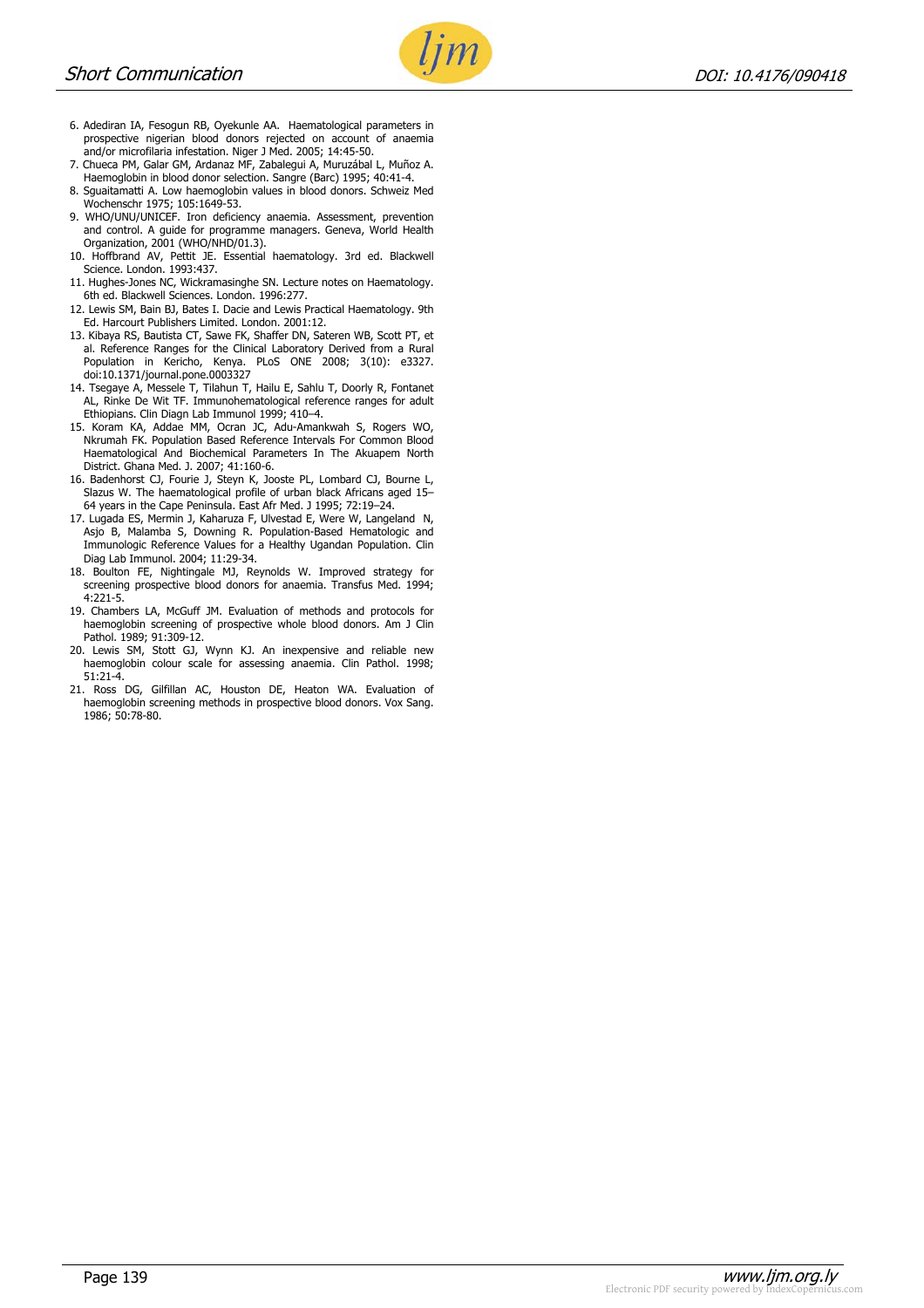6. Adediran IA, Fesogun RB, Oyekunle AA. Haematological parameters in prospective nigerian blood donors rejected on account of anaemia and/or microfilaria infestation. Niger J Med. 2005; 14:45-50.
7. Chueca PM, Galar GM, Ardanaz MF, Zabalegui A, Muruzábal L, Muñoz A. Haemoglobin in blood donor selection. Sangre (Barc) 1995; 40:41-4.
8. Sguaitamatti A. Low haemoglobin values in blood donors. Schweiz Med Wochenschr 1975; 105:1649-53.
9. WHO/UNU/UNICEF. Iron deficiency anaemia. Assessment, prevention and control. A guide for programme managers. Geneva, World Health Organization, 2001 (WHO/NHD/01.3).
10. Hoffbrand AV, Pettit JE. Essential haematology. 3rd ed. Blackwell Science. London. 1993:437.
11. Hughes-Jones NC, Wickramasinghe SN. Lecture notes on Haematology. 6th ed. Blackwell Sciences. London. 1996:277.
12. Lewis SM, Bain BJ, Bates I. Dacie and Lewis Practical Haematology. 9th Ed. Harcourt Publishers Limited. London. 2001:12.
13. Kibaya RS, Bautista CT, Sawe FK, Shaffer DN, Sateren WB, Scott PT, et al. Reference Ranges for the Clinical Laboratory Derived from a Rural Population in Kericho, Kenya. PLoS ONE 2008; 3(10): e3327. doi:10.1371/journal.pone.0003327
14. Tsegaye A, Messele T, Tilahun T, Hailu E, Sahlu T, Doorly R, Fontanet AL, Rinke De Wit TF. Immunohematological reference ranges for adult Ethiopians. Clin Diagn Lab Immunol 1999; 410–4.
15. Koram KA, Addae MM, Ocran JC, Adu-Amankwah S, Rogers WO, Nkrumah FK. Population Based Reference Intervals For Common Blood Haematological And Biochemical Parameters In The Akuapem North District. Ghana Med. J. 2007; 41:160-6.
16. Badenhorst CJ, Fourie J, Steyn K, Jooste PL, Lombard CJ, Bourne L, Slazus W. The haematological profile of urban black Africans aged 15–64 years in the Cape Peninsula. East Afr Med. J 1995; 72:19–24.
17. Lugada ES, Mermin J, Kaharuza F, Ulvestad E, Were W, Langeland N, Asjo B, Malamba S, Downing R. Population-Based Hematologic and Immunologic Reference Values for a Healthy Ugandan Population. Clin Diag Lab Immunol. 2004; 11:29-34.
18. Boulton FE, Nightingale MJ, Reynolds W. Improved strategy for screening prospective blood donors for anaemia. Transfus Med. 1994; 4:221-5.
19. Chambers LA, McGuff JM. Evaluation of methods and protocols for haemoglobin screening of prospective whole blood donors. Am J Clin Pathol. 1989; 91:309-12.
20. Lewis SM, Stott GJ, Wynn KJ. An inexpensive and reliable new haemoglobin colour scale for assessing anaemia. Clin Pathol. 1998; 51:21-4.
21. Ross DG, Gilfillan AC, Houston DE, Heaton WA. Evaluation of haemoglobin screening methods in prospective blood donors. Vox Sang. 1986; 50:78-80.